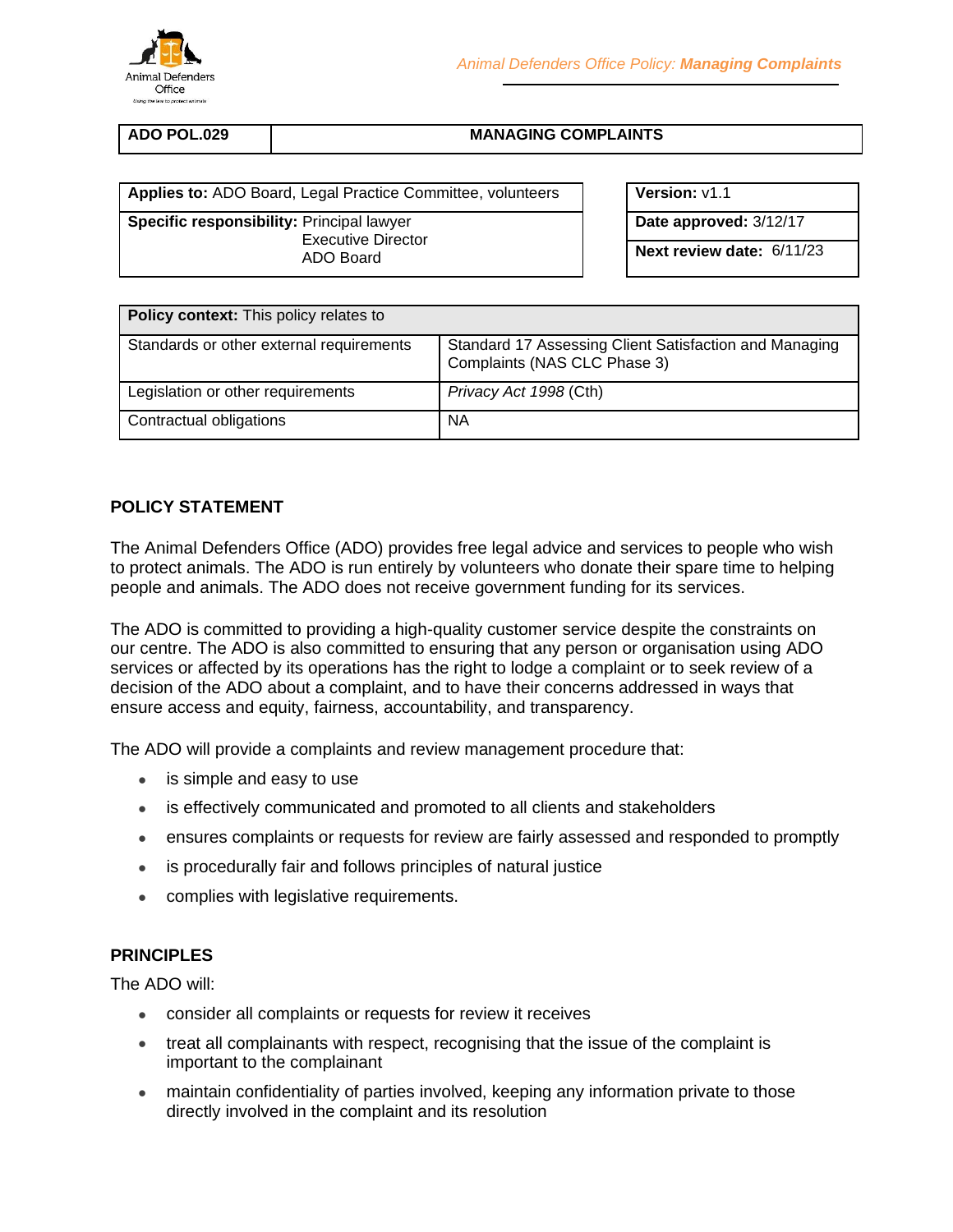| ADO POL.029 | MANAGING COMPLAINTS |
|---|---|

| **Applies to:** ADO Board, Legal Practice Committee, volunteers | **Version:** v1.1 |
|---|---|
| **Specific responsibility:** Principal lawyer<br>Executive Director<br>ADO Board | **Date approved:** 3/12/17<br>**Next review date:** 6/11/23 |

| **Policy context:** This policy relates to | |
|---|---|
| Standards or other external requirements | Standard 17 Assessing Client Satisfaction and Managing Complaints (NAS CLC Phase 3) |
| Legislation or other requirements | *Privacy Act 1998* (Cth) |
| Contractual obligations | NA |

## POLICY STATEMENT

The Animal Defenders Office (ADO) provides free legal advice and services to people who wish to protect animals. The ADO is run entirely by volunteers who donate their spare time to helping people and animals. The ADO does not receive government funding for its services.

The ADO is committed to providing a high-quality customer service despite the constraints on our centre. The ADO is also committed to ensuring that any person or organisation using ADO services or affected by its operations has the right to lodge a complaint or to seek review of a decision of the ADO about a complaint, and to have their concerns addressed in ways that ensure access and equity, fairness, accountability, and transparency.

The ADO will provide a complaints and review management procedure that:

- is simple and easy to use
- is effectively communicated and promoted to all clients and stakeholders
- ensures complaints or requests for review are fairly assessed and responded to promptly
- is procedurally fair and follows principles of natural justice
- complies with legislative requirements.

## PRINCIPLES

The ADO will:

- consider all complaints or requests for review it receives
- treat all complainants with respect, recognising that the issue of the complaint is important to the complainant
- maintain confidentiality of parties involved, keeping any information private to those directly involved in the complaint and its resolution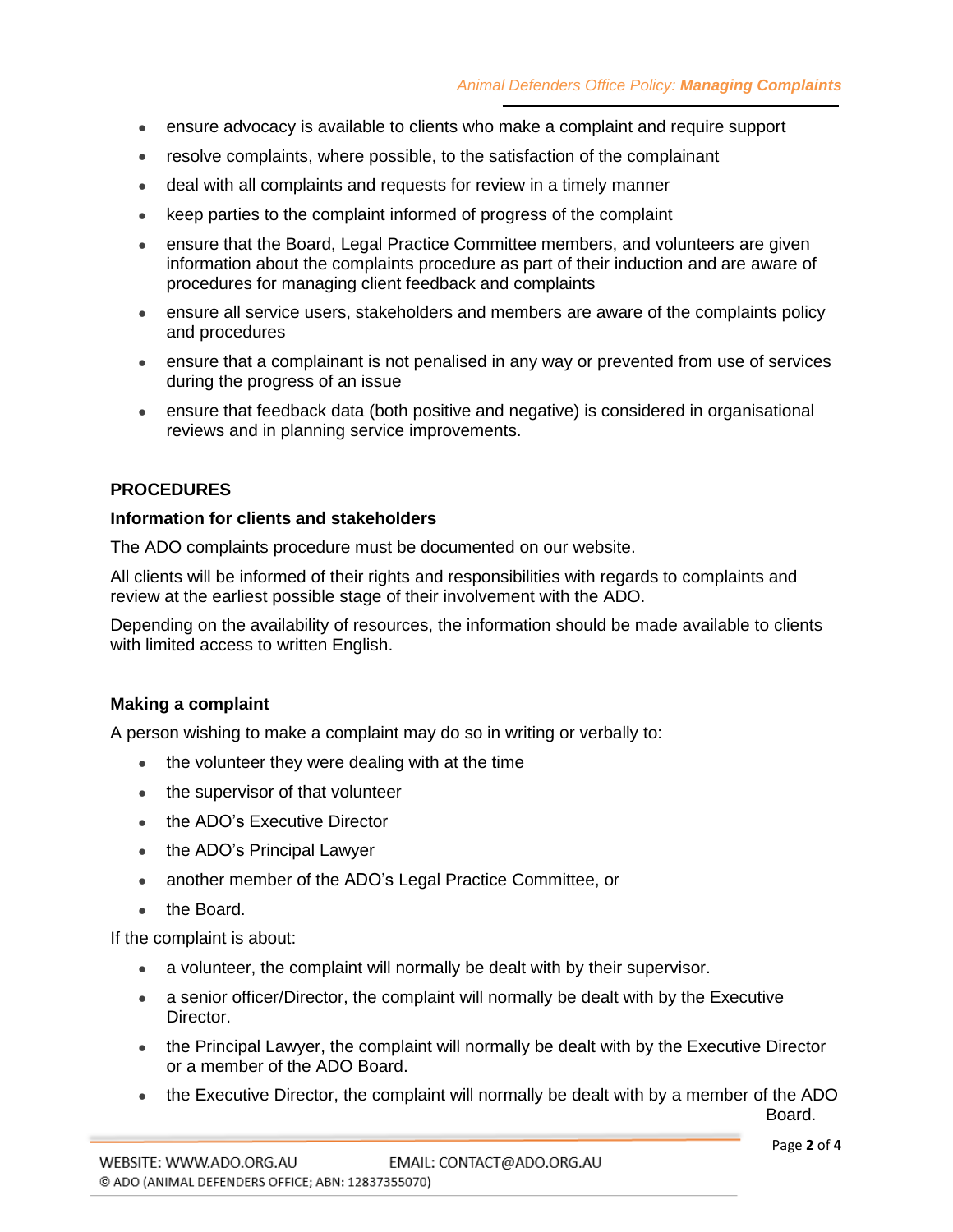- ensure advocacy is available to clients who make a complaint and require support
- resolve complaints, where possible, to the satisfaction of the complainant
- deal with all complaints and requests for review in a timely manner
- keep parties to the complaint informed of progress of the complaint
- ensure that the Board, Legal Practice Committee members, and volunteers are given information about the complaints procedure as part of their induction and are aware of procedures for managing client feedback and complaints
- ensure all service users, stakeholders and members are aware of the complaints policy and procedures
- ensure that a complainant is not penalised in any way or prevented from use of services during the progress of an issue
- ensure that feedback data (both positive and negative) is considered in organisational reviews and in planning service improvements.

## PROCEDURES

### Information for clients and stakeholders

The ADO complaints procedure must be documented on our website.

All clients will be informed of their rights and responsibilities with regards to complaints and review at the earliest possible stage of their involvement with the ADO.

Depending on the availability of resources, the information should be made available to clients with limited access to written English.

### Making a complaint

A person wishing to make a complaint may do so in writing or verbally to:

- the volunteer they were dealing with at the time
- the supervisor of that volunteer
- the ADO's Executive Director
- the ADO's Principal Lawyer
- another member of the ADO's Legal Practice Committee, or
- the Board.

If the complaint is about:

- a volunteer, the complaint will normally be dealt with by their supervisor.
- a senior officer/Director, the complaint will normally be dealt with by the Executive Director.
- the Principal Lawyer, the complaint will normally be dealt with by the Executive Director or a member of the ADO Board.
- the Executive Director, the complaint will normally be dealt with by a member of the ADO Board.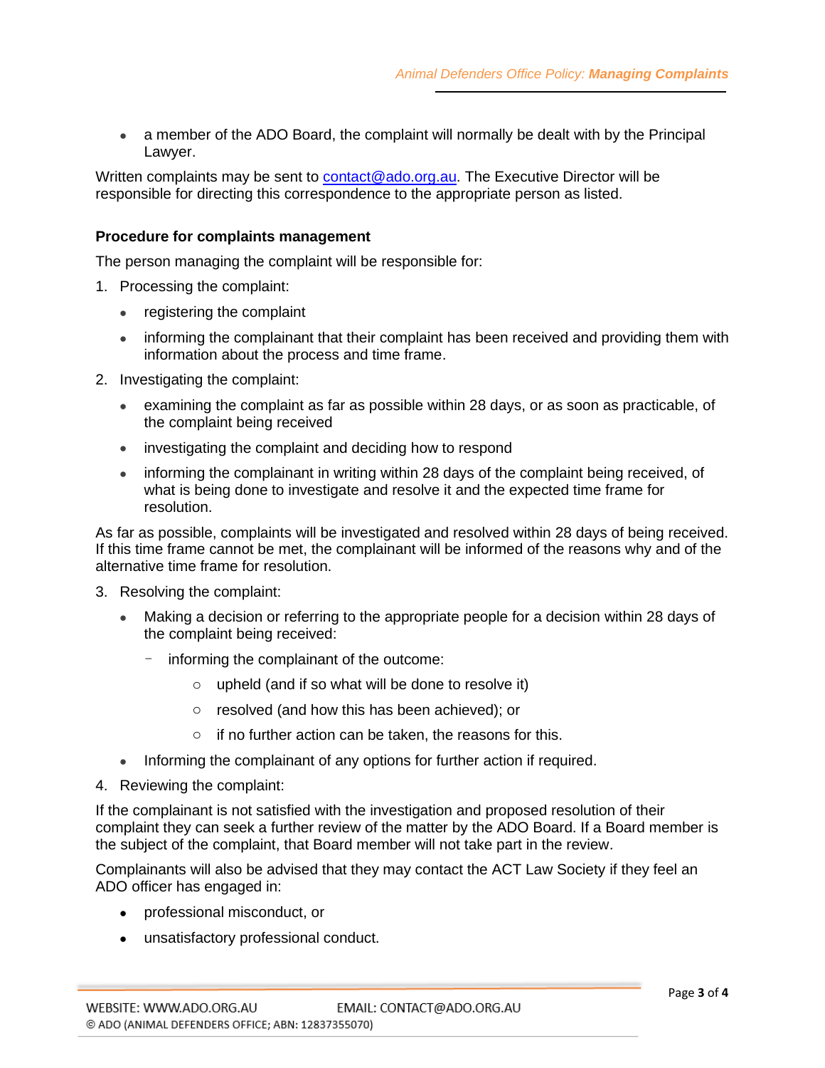- a member of the ADO Board, the complaint will normally be dealt with by the Principal Lawyer.

Written complaints may be sent to contact@ado.org.au. The Executive Director will be responsible for directing this correspondence to the appropriate person as listed.

**Procedure for complaints management**

The person managing the complaint will be responsible for:

1. Processing the complaint:
   - registering the complaint
   - informing the complainant that their complaint has been received and providing them with information about the process and time frame.
2. Investigating the complaint:
   - examining the complaint as far as possible within 28 days, or as soon as practicable, of the complaint being received
   - investigating the complaint and deciding how to respond
   - informing the complainant in writing within 28 days of the complaint being received, of what is being done to investigate and resolve it and the expected time frame for resolution.

As far as possible, complaints will be investigated and resolved within 28 days of being received. If this time frame cannot be met, the complainant will be informed of the reasons why and of the alternative time frame for resolution.

3. Resolving the complaint:
   - Making a decision or referring to the appropriate people for a decision within 28 days of the complaint being received:
     - informing the complainant of the outcome:
       - upheld (and if so what will be done to resolve it)
       - resolved (and how this has been achieved); or
       - if no further action can be taken, the reasons for this.
   - Informing the complainant of any options for further action if required.
4. Reviewing the complaint:

If the complainant is not satisfied with the investigation and proposed resolution of their complaint they can seek a further review of the matter by the ADO Board. If a Board member is the subject of the complaint, that Board member will not take part in the review.

Complainants will also be advised that they may contact the ACT Law Society if they feel an ADO officer has engaged in:

- professional misconduct, or
- unsatisfactory professional conduct.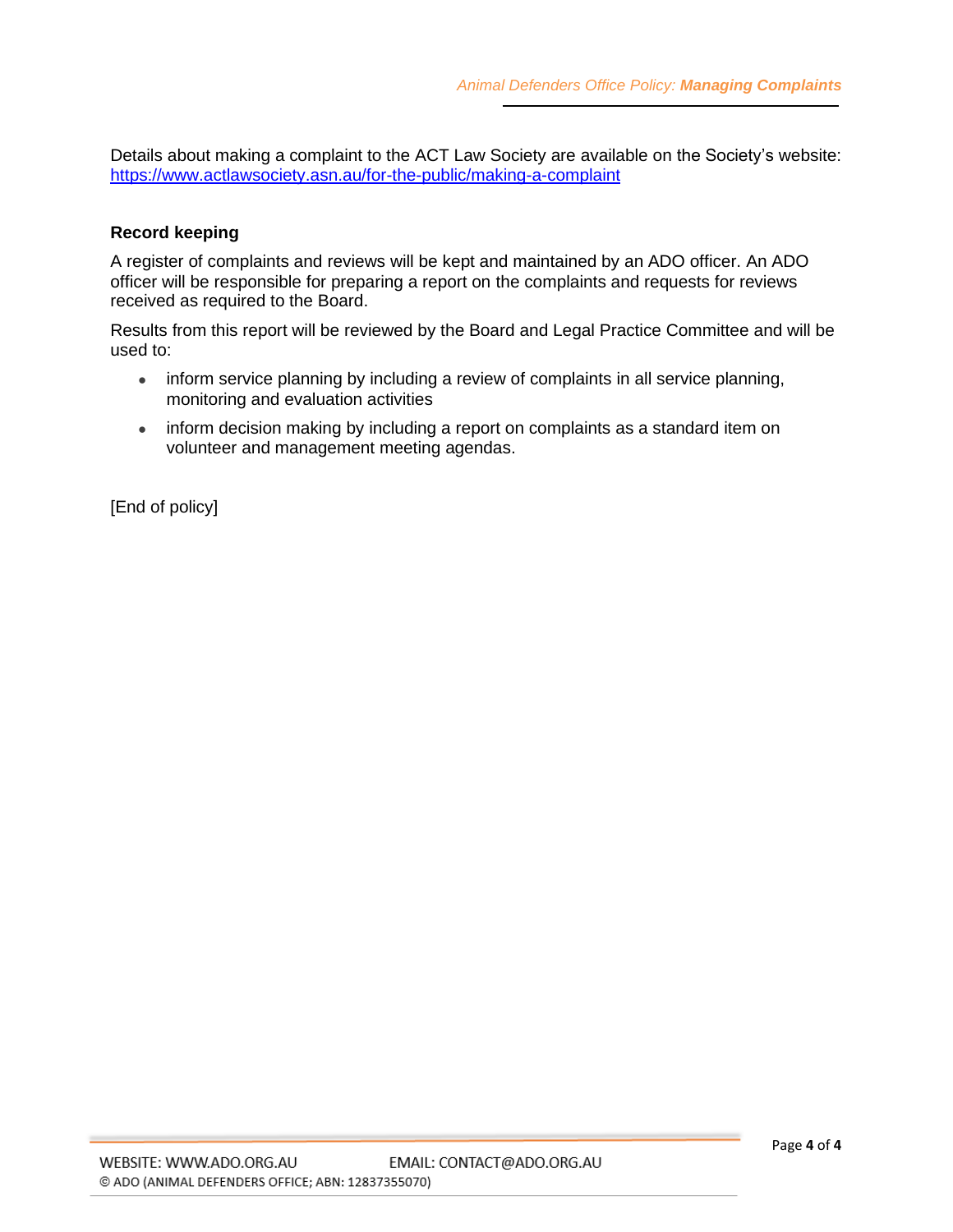Details about making a complaint to the ACT Law Society are available on the Society's website: https://www.actlawsociety.asn.au/for-the-public/making-a-complaint

**Record keeping**

A register of complaints and reviews will be kept and maintained by an ADO officer. An ADO officer will be responsible for preparing a report on the complaints and requests for reviews received as required to the Board.

Results from this report will be reviewed by the Board and Legal Practice Committee and will be used to:

- inform service planning by including a review of complaints in all service planning, monitoring and evaluation activities
- inform decision making by including a report on complaints as a standard item on volunteer and management meeting agendas.

[End of policy]